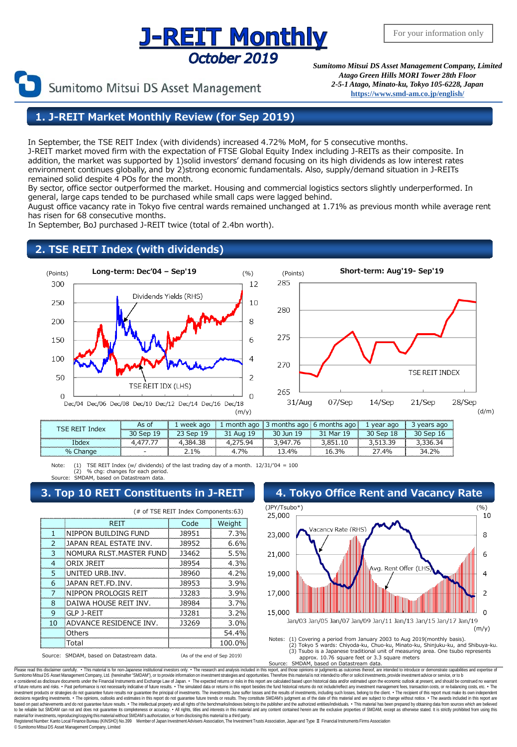# J-REIT Monthly

## October 2019

For your information only

Sumitomo Mitsui DS Asset Management

*Sumitomo Mitsui DS Asset Management Company, Limited*
*Atago Green Hills MORI Tower 28th Floor*
*2-5-1 Atago, Minato-ku, Tokyo 105-6228, Japan*
*https://www.smd-am.co.jp/english/*

## 1. J-REIT Market Monthly Review (for Sep 2019)

In September, the TSE REIT Index (with dividends) increased 4.72% MoM, for 5 consecutive months.
J-REIT market moved firm with the expectation of FTSE Global Equity Index including J-REITs as their composite. In addition, the market was supported by 1)solid investors' demand focusing on its high dividends as low interest rates environment continues globally, and by 2)strong economic fundamentals. Also, supply/demand situation in J-REITs remained solid despite 4 POs for the month.
By sector, office sector outperformed the market. Housing and commercial logistics sectors slightly underperformed. In general, large caps tended to be purchased while small caps were lagged behind.
August office vacancy rate in Tokyo five central wards remained unchanged at 1.71% as previous month while average rent has risen for 68 consecutive months.
In September, BoJ purchased J-REIT twice (total of 2.4bn worth).

## 2. TSE REIT Index (with dividends)

**Long-term: Dec'04 – Sep'19** (Points, LHS: TSE REIT IDX; %, RHS: Dividends Yields)

**Short-term: Aug'19- Sep'19** (Points: TSE REIT INDEX)

| TSE REIT Index | As of | 1 week ago | 1 month ago | 3 months ago | 6 months ago | 1 year ago | 3 years ago |
|---|---|---|---|---|---|---|---|
| | 30 Sep 19 | 23 Sep 19 | 31 Aug 19 | 30 Jun 19 | 31 Mar 19 | 30 Sep 18 | 30 Sep 16 |
| Ibdex | 4,477.77 | 4,384.38 | 4,275.94 | 3,947.76 | 3,851.10 | 3,513.39 | 3,336.34 |
| % Change | - | 2.1% | 4.7% | 13.4% | 16.3% | 27.4% | 34.2% |

Note: (1) TSE REIT Index (w/ dividends) of the last trading day of a month. 12/31/'04 = 100
(2) % chg: changes for each period.
Source: SMDAM, based on Datastream data.

## 3. Top 10 REIT Constituents in J-REIT

(# of TSE REIT Index Components:63)

| | REIT | Code | Weight |
|---|---|---|---|
| 1 | NIPPON BUILDING FUND | J8951 | 7.3% |
| 2 | JAPAN REAL ESTATE INV. | J8952 | 6.6% |
| 3 | NOMURA RLST.MASTER FUND | J3462 | 5.5% |
| 4 | ORIX JREIT | J8954 | 4.3% |
| 5 | UNITED URB.INV. | J8960 | 4.2% |
| 6 | JAPAN RET.FD.INV. | J8953 | 3.9% |
| 7 | NIPPON PROLOGIS REIT | J3283 | 3.9% |
| 8 | DAIWA HOUSE REIT INV. | J8984 | 3.7% |
| 9 | GLP J-REIT | J3281 | 3.2% |
| 10 | ADVANCE RESIDENCE INV. | J3269 | 3.0% |
| | Others | | 54.4% |
| | Total | | 100.0% |

Source: SMDAM, based on Datastream data. (As of the end of Sep 2019)

## 4. Tokyo Office Rent and Vacancy Rate

(JPY/Tsubo*, LHS: Avg. Rent Offer; %, RHS: Vacancy Rate)

Notes: (1) Covering a period from January 2003 to Aug 2019(monthly basis).
(2) Tokyo 5 wards: Chiyoda-ku, Chuo-ku, Minato-ku, Shinjuku-ku, and Shibuya-ku.
(3) Tsubo is a Japanese traditional unit of measuring area. One tsubo represents approx. 10.76 square feet or 3.3 square meters
Source: SMDAM, based on Datastream data.

Please read this disclaimer carefully. • This material is for non-Japanese institutional investors only. • The research and analysis included in this report, and those opinions or judgments as outcomes thereof, are intended to introduce or demonstrate capabilities and expertise of Sumitomo Mitsui DS Asset Management Company, Ltd. (hereinafter "SMDAM"), or to provide information on investment strategies and opportunities. Therefore this material is not intended to offer or solicit investments, provide investment advice or service, or to be considered as disclosure documents under the Financial Instruments and Exchange Law of Japan. • The expected returns or risks in this report are calculated based upon historical data and/or estimated upon the economic outlook at present, and should be construed no warrant of future returns and risks. • Past performance is not necessarily indicative of future results. • The simulated data or returns in this report besides the fund historical returns do not include/reflect any investment management fees, transaction costs, or re-balancing costs, etc. • The investment products or strategies do not guarantee future results nor guarantee the principal of investments. The investments June suffer losses and the results of investments, including such losses, belong to the client. • The recipient of this report must make its own independent decisions regarding investments. • The opinions, outlooks and estimates in this report do not guarantee future trends or results. They constitute SMDAM's judgment as of the date of this material and are subject to change without notice. • The awards included in this report are based on past achievements and do not guarantee future results. • The intellectual property and all rights of the benchmarks/indexes belong to the publisher and the authorized entities/individuals. • This material has been prepared by obtaining data from sources which are believed to be reliable but SMDAM can not and does not guarantee its completeness or accuracy. • All rights, titles and interests in this material and any content contained herein are the exclusive properties of SMDAM, except as otherwise stated. It is strictly prohibited from using this material for investments, reproducing/copying this material without SMDAM's authorization, or from disclosing this material to a third party.
Registered Number: Kanto Local Finance Bureau (KINSHO) No.399 Member of Japan Investment Advisers Association, The Investment Trusts Association, Japan and Type II Financial Instruments Firms Association
© Sumitomo Mitsui DS Asset Management Company, Limited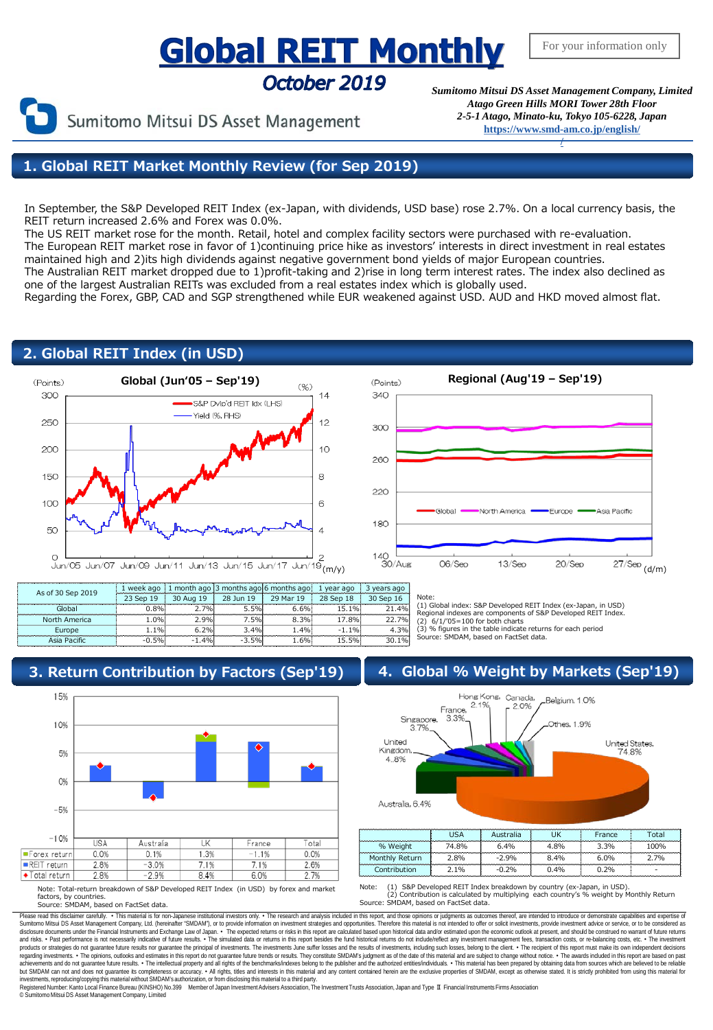# Global REIT Monthly

## October 2019

For your information only

Sumitomo Mitsui DS Asset Management

*Sumitomo Mitsui DS Asset Management Company, Limited*
*Atago Green Hills MORI Tower 28th Floor*
*2-5-1 Atago, Minato-ku, Tokyo 105-6228, Japan*
**https://www.smd-am.co.jp/english/**

## 1. Global REIT Market Monthly Review (for Sep 2019)

In September, the S&P Developed REIT Index (ex-Japan, with dividends, USD base) rose 2.7%. On a local currency basis, the REIT return increased 2.6% and Forex was 0.0%.
The US REIT market rose for the month. Retail, hotel and complex facility sectors were purchased with re-evaluation.
The European REIT market rose in favor of 1)continuing price hike as investors' interests in direct investment in real estates maintained high and 2)its high dividends against negative government bond yields of major European countries.
The Australian REIT market dropped due to 1)profit-taking and 2)rise in long term interest rates. The index also declined as one of the largest Australian REITs was excluded from a real estates index which is globally used.
Regarding the Forex, GBP, CAD and SGP strengthened while EUR weakened against USD. AUD and HKD moved almost flat.

## 2. Global REIT Index (in USD)

Global (Jun'05 – Sep'19)

(Points)
(%)
S&P Dvlp'd REIT Idx (LHS)
Yield (%, RHS)
300, 250, 200, 150, 100, 50, 0
14, 12, 10, 8, 6, 4, 2
Jun/05 Jun/07 Jun/09 Jun/11 Jun/13 Jun/15 Jun/17 Jun/19 (m/y)

Regional (Aug'19 – Sep'19)

(Points)
340, 300, 260, 220, 180, 140
Global, North America, Europe, Asia Pacific
30/Aug 06/Sep 13/Sep 20/Sep 27/Sep (d/m)

| As of 30 Sep 2019 | 1 week ago | 1 month ago | 3 months ago | 6 months ago | 1 year ago | 3 years ago |
|---|---|---|---|---|---|---|
| | 23 Sep 19 | 30 Aug 19 | 28 Jun 19 | 29 Mar 19 | 28 Sep 18 | 30 Sep 16 |
| Global | 0.8% | 2.7% | 5.5% | 6.6% | 15.1% | 21.4% |
| North America | 1.0% | 2.9% | 7.5% | 8.3% | 17.8% | 22.7% |
| Europe | 1.1% | 6.2% | 3.4% | 1.4% | -1.1% | 4.3% |
| Asia Pacific | -0.5% | -1.4% | -3.5% | 1.6% | 15.5% | 30.1% |

Note:
(1) Global index: S&P Developed REIT Index (ex-Japan, in USD)
Regional indexes are components of S&P Developed REIT Index.
(2) 6/1/'05=100 for both charts
(3) % figures in the table indicate returns for each period
Source: SMDAM, based on FactSet data.

## 3. Return Contribution by Factors (Sep'19)

15%, 10%, 5%, 0%, -5%, -10%

| | USA | Australia | UK | France | Total |
|---|---|---|---|---|---|
| Forex return | 0.0% | 0.1% | 1.3% | -1.1% | 0.0% |
| REIT return | 2.8% | -3.0% | 7.1% | 7.1% | 2.6% |
| Total return | 2.8% | -2.9% | 8.4% | 6.0% | 2.7% |

Note: Total-return breakdown of S&P Developed REIT Index (in USD) by forex and market factors, by countries.
Source: SMDAM, based on FactSet data.

## 4. Global % Weight by Markets (Sep'19)

Hong Kong, 2.1%
Canada, 2.0%
Belgium, 1.0%
France, 3.3%
Singapore, 3.7%
Others, 1.9%
United Kingdom, 4.8%
United States, 74.8%
Australia, 6.4%

| | USA | Australia | UK | France | Total |
|---|---|---|---|---|---|
| % Weight | 74.8% | 6.4% | 4.8% | 3.3% | 100% |
| Monthly Return | 2.8% | -2.9% | 8.4% | 6.0% | 2.7% |
| Contribution | 2.1% | -0.2% | 0.4% | 0.2% | - |

Note: (1) S&P Developed REIT Index breakdown by country (ex-Japan, in USD).
(2) Contribution is calculated by multiplying each country's % weight by Monthly Return
Source: SMDAM, based on FactSet data.

Please read this disclaimer carefully. • This material is for non-Japanese institutional investors only. • The research and analysis included in this report, and those opinions or judgments as outcomes thereof, are intended to introduce or demonstrate capabilities and expertise of Sumitomo Mitsui DS Asset Management Company, Ltd. (hereinafter "SMDAM"), or to provide information on investment strategies and opportunities. Therefore this material is not intended to offer or solicit investments, provide investment advice or service, or to be considered as disclosure documents under the Financial Instruments and Exchange Law of Japan. • The expected returns or risks in this report are calculated based upon historical data and/or estimated upon the economic outlook at present, and should be construed no warrant of future returns and risks. • Past performance is not necessarily indicative of future results. • The simulated data or returns in this report besides the fund historical returns do not include/reflect any investment management fees, transaction costs, or re-balancing costs, etc. • The investment products or strategies do not guarantee future results nor guarantee the principal of investments. The investments may suffer losses and the results of investments, including such losses, belong to the client. • The recipient of this report must make its own independent decisions regarding investments. • The opinions, outlooks and estimates in this report do not guarantee future trends or results. They constitute SMDAM's judgment as of the date of this material and are subject to change without notice. • The awards included in this report are based on past achievements and do not guarantee future results. • The intellectual property and all rights of the benchmarks/indexes belong to the publisher and the authorized entities/individuals. • This material has been prepared by obtaining data from sources which are believed to be reliable but SMDAM can not and does not guarantee its completeness or accuracy. • All rights, titles and interests in this material and any content contained herein are the exclusive properties of SMDAM, except as otherwise stated. It is strictly prohibited from using this material for investments, reproducing/copying this material without SMDAM's authorization, or from disclosing this material to a third party.
Registered Number: Kanto Local Finance Bureau (KINSHO) No.399 Member of Japan Investment Advisers Association, The Investment Trusts Association, Japan and Type Ⅱ Financial Instruments Firms Association
© Sumitomo Mitsui DS Asset Management Company, Limited